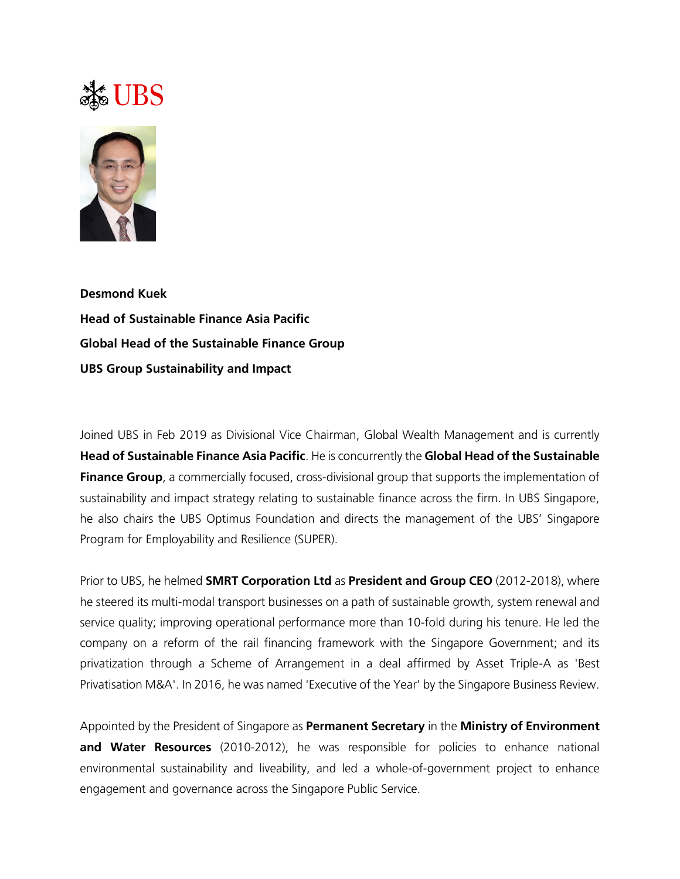UBS

**Desmond Kuek**

**Head of Sustainable Finance Asia Pacific**

**Global Head of the Sustainable Finance Group**

**UBS Group Sustainability and Impact**

Joined UBS in Feb 2019 as Divisional Vice Chairman, Global Wealth Management and is currently **Head of Sustainable Finance Asia Pacific**. He is concurrently the **Global Head of the Sustainable Finance Group**, a commercially focused, cross-divisional group that supports the implementation of sustainability and impact strategy relating to sustainable finance across the firm. In UBS Singapore, he also chairs the UBS Optimus Foundation and directs the management of the UBS' Singapore Program for Employability and Resilience (SUPER).

Prior to UBS, he helmed **SMRT Corporation Ltd** as **President and Group CEO** (2012-2018), where he steered its multi-modal transport businesses on a path of sustainable growth, system renewal and service quality; improving operational performance more than 10-fold during his tenure. He led the company on a reform of the rail financing framework with the Singapore Government; and its privatization through a Scheme of Arrangement in a deal affirmed by Asset Triple-A as 'Best Privatisation M&A'. In 2016, he was named 'Executive of the Year' by the Singapore Business Review.

Appointed by the President of Singapore as **Permanent Secretary** in the **Ministry of Environment and Water Resources** (2010-2012), he was responsible for policies to enhance national environmental sustainability and liveability, and led a whole-of-government project to enhance engagement and governance across the Singapore Public Service.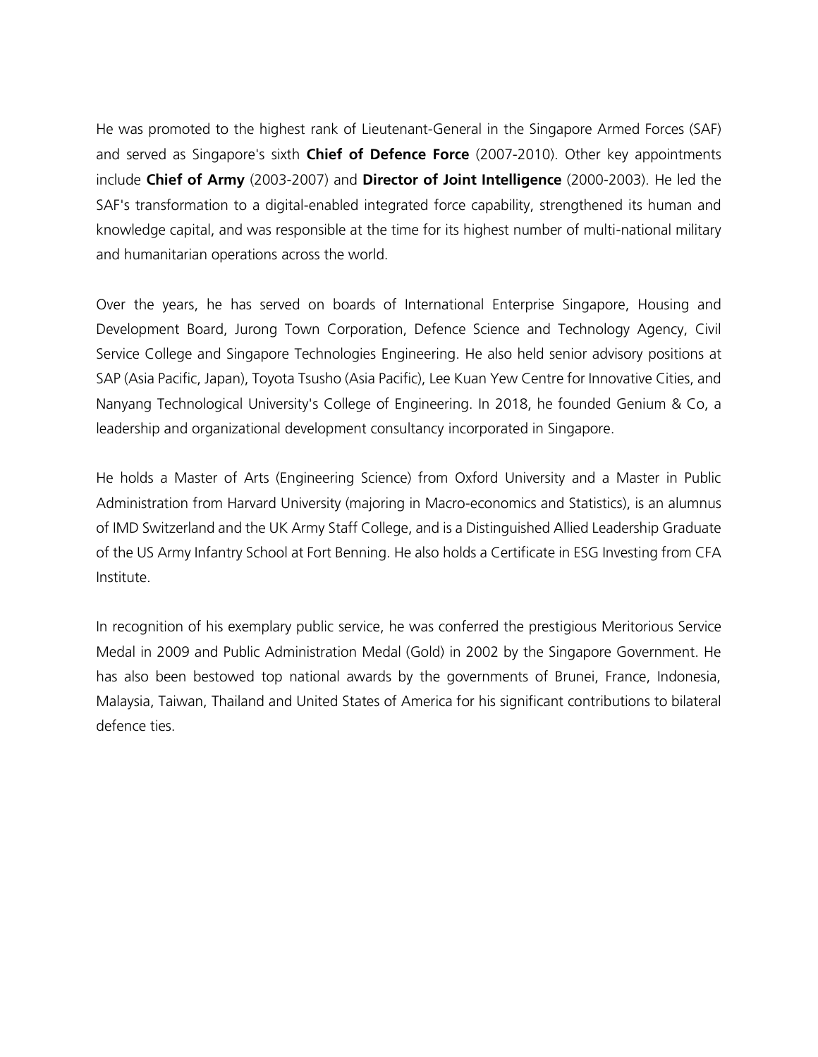He was promoted to the highest rank of Lieutenant-General in the Singapore Armed Forces (SAF) and served as Singapore's sixth **Chief of Defence Force** (2007-2010). Other key appointments include **Chief of Army** (2003-2007) and **Director of Joint Intelligence** (2000-2003). He led the SAF's transformation to a digital-enabled integrated force capability, strengthened its human and knowledge capital, and was responsible at the time for its highest number of multi-national military and humanitarian operations across the world.

Over the years, he has served on boards of International Enterprise Singapore, Housing and Development Board, Jurong Town Corporation, Defence Science and Technology Agency, Civil Service College and Singapore Technologies Engineering. He also held senior advisory positions at SAP (Asia Pacific, Japan), Toyota Tsusho (Asia Pacific), Lee Kuan Yew Centre for Innovative Cities, and Nanyang Technological University's College of Engineering. In 2018, he founded Genium & Co, a leadership and organizational development consultancy incorporated in Singapore.

He holds a Master of Arts (Engineering Science) from Oxford University and a Master in Public Administration from Harvard University (majoring in Macro-economics and Statistics), is an alumnus of IMD Switzerland and the UK Army Staff College, and is a Distinguished Allied Leadership Graduate of the US Army Infantry School at Fort Benning. He also holds a Certificate in ESG Investing from CFA Institute.

In recognition of his exemplary public service, he was conferred the prestigious Meritorious Service Medal in 2009 and Public Administration Medal (Gold) in 2002 by the Singapore Government. He has also been bestowed top national awards by the governments of Brunei, France, Indonesia, Malaysia, Taiwan, Thailand and United States of America for his significant contributions to bilateral defence ties.